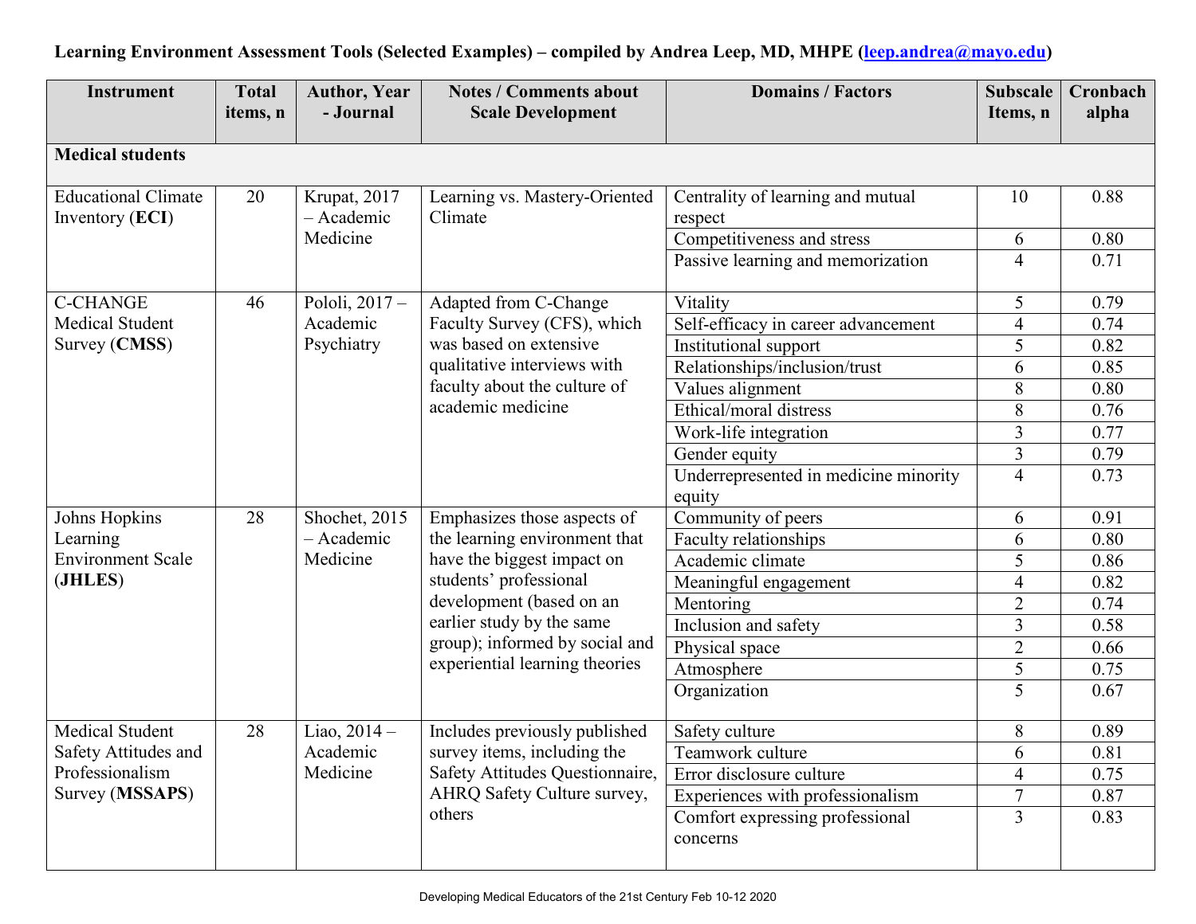**Learning Environment Assessment Tools (Selected Examples) – compiled by Andrea Leep, MD, MHPE (leep.andrea@mayo.edu)**

| Instrument | Total items, n | Author, Year - Journal | Notes / Comments about Scale Development | Domains / Factors | Subscale Items, n | Cronbach alpha |
|---|---|---|---|---|---|---|
| **Medical students** | | | | | | |
| Educational Climate Inventory (**ECI**) | 20 | Krupat, 2017 – Academic Medicine | Learning vs. Mastery-Oriented Climate | Centrality of learning and mutual respect | 10 | 0.88 |
| | | | | Competitiveness and stress | 6 | 0.80 |
| | | | | Passive learning and memorization | 4 | 0.71 |
| C-CHANGE Medical Student Survey (**CMSS**) | 46 | Pololi, 2017 – Academic Psychiatry | Adapted from C-Change Faculty Survey (CFS), which was based on extensive qualitative interviews with faculty about the culture of academic medicine | Vitality | 5 | 0.79 |
| | | | | Self-efficacy in career advancement | 4 | 0.74 |
| | | | | Institutional support | 5 | 0.82 |
| | | | | Relationships/inclusion/trust | 6 | 0.85 |
| | | | | Values alignment | 8 | 0.80 |
| | | | | Ethical/moral distress | 8 | 0.76 |
| | | | | Work-life integration | 3 | 0.77 |
| | | | | Gender equity | 3 | 0.79 |
| | | | | Underrepresented in medicine minority equity | 4 | 0.73 |
| Johns Hopkins Learning Environment Scale (**JHLES**) | 28 | Shochet, 2015 – Academic Medicine | Emphasizes those aspects of the learning environment that have the biggest impact on students' professional development (based on an earlier study by the same group); informed by social and experiential learning theories | Community of peers | 6 | 0.91 |
| | | | | Faculty relationships | 6 | 0.80 |
| | | | | Academic climate | 5 | 0.86 |
| | | | | Meaningful engagement | 4 | 0.82 |
| | | | | Mentoring | 2 | 0.74 |
| | | | | Inclusion and safety | 3 | 0.58 |
| | | | | Physical space | 2 | 0.66 |
| | | | | Atmosphere | 5 | 0.75 |
| | | | | Organization | 5 | 0.67 |
| Medical Student Safety Attitudes and Professionalism Survey (**MSSAPS**) | 28 | Liao, 2014 – Academic Medicine | Includes previously published survey items, including the Safety Attitudes Questionnaire, AHRQ Safety Culture survey, others | Safety culture | 8 | 0.89 |
| | | | | Teamwork culture | 6 | 0.81 |
| | | | | Error disclosure culture | 4 | 0.75 |
| | | | | Experiences with professionalism | 7 | 0.87 |
| | | | | Comfort expressing professional concerns | 3 | 0.83 |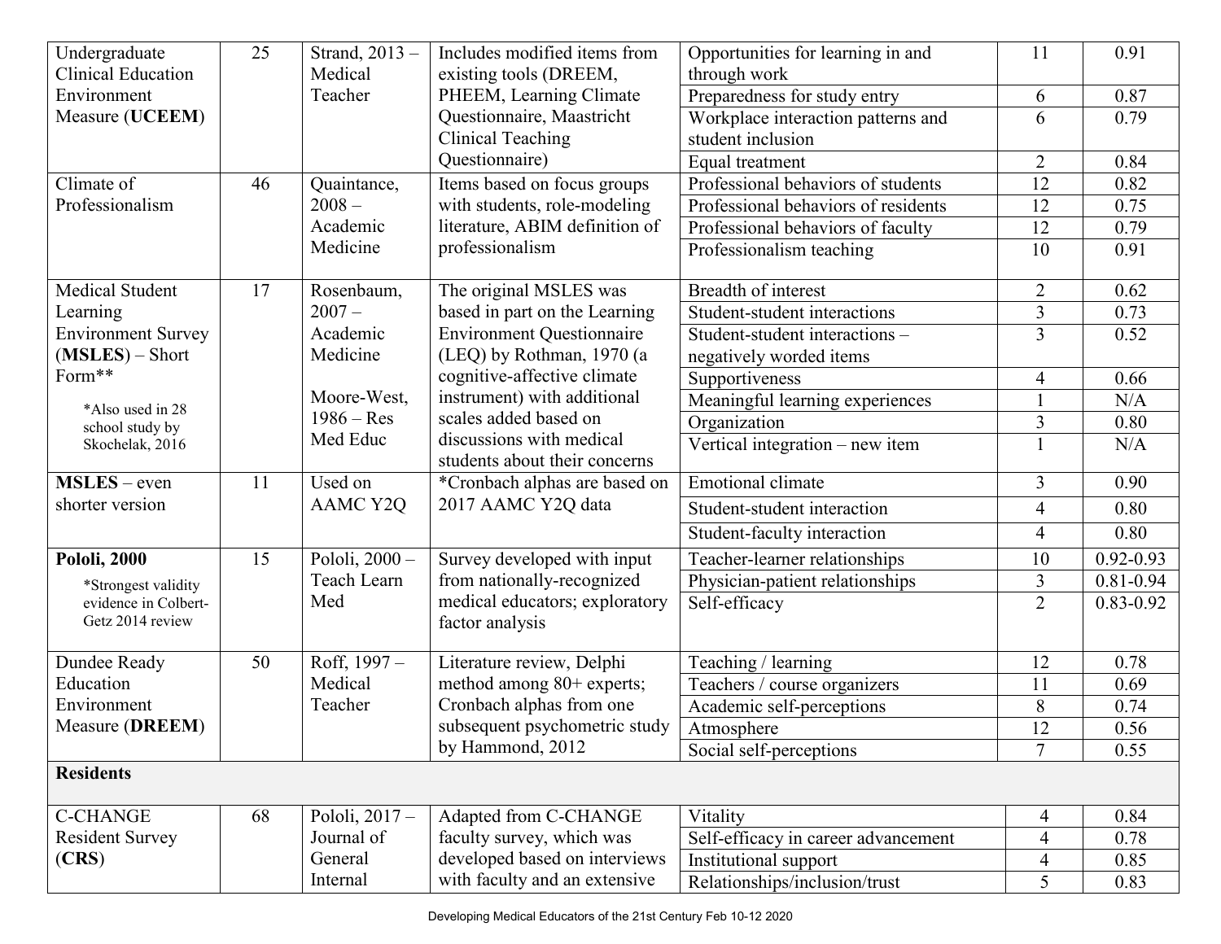| | | | | | | |
|---|---|---|---|---|---|---|
| Undergraduate Clinical Education Environment Measure (**UCEEM**) | 25 | Strand, 2013 – Medical Teacher | Includes modified items from existing tools (DREEM, PHEEM, Learning Climate Questionnaire, Maastricht Clinical Teaching Questionnaire) | Opportunities for learning in and through work | 11 | 0.91 |
| | | | | Preparedness for study entry | 6 | 0.87 |
| | | | | Workplace interaction patterns and student inclusion | 6 | 0.79 |
| | | | | Equal treatment | 2 | 0.84 |
| Climate of Professionalism | 46 | Quaintance, 2008 – Academic Medicine | Items based on focus groups with students, role-modeling literature, ABIM definition of professionalism | Professional behaviors of students | 12 | 0.82 |
| | | | | Professional behaviors of residents | 12 | 0.75 |
| | | | | Professional behaviors of faculty | 12 | 0.79 |
| | | | | Professionalism teaching | 10 | 0.91 |
| Medical Student Learning Environment Survey (**MSLES**) – Short Form** *Also used in 28 school study by Skochelak, 2016 | 17 | Rosenbaum, 2007 – Academic Medicine Moore-West, 1986 – Res Med Educ | The original MSLES was based in part on the Learning Environment Questionnaire (LEQ) by Rothman, 1970 (a cognitive-affective climate instrument) with additional scales added based on discussions with medical students about their concerns | Breadth of interest | 2 | 0.62 |
| | | | | Student-student interactions | 3 | 0.73 |
| | | | | Student-student interactions – negatively worded items | 3 | 0.52 |
| | | | | Supportiveness | 4 | 0.66 |
| | | | | Meaningful learning experiences | 1 | N/A |
| | | | | Organization | 3 | 0.80 |
| | | | | Vertical integration – new item | 1 | N/A |
| **MSLES** – even shorter version | 11 | Used on AAMC Y2Q | *Cronbach alphas are based on 2017 AAMC Y2Q data | Emotional climate | 3 | 0.90 |
| | | | | Student-student interaction | 4 | 0.80 |
| | | | | Student-faculty interaction | 4 | 0.80 |
| **Pololi, 2000** *Strongest validity evidence in Colbert-Getz 2014 review | 15 | Pololi, 2000 – Teach Learn Med | Survey developed with input from nationally-recognized medical educators; exploratory factor analysis | Teacher-learner relationships | 10 | 0.92-0.93 |
| | | | | Physician-patient relationships | 3 | 0.81-0.94 |
| | | | | Self-efficacy | 2 | 0.83-0.92 |
| Dundee Ready Education Environment Measure (**DREEM**) | 50 | Roff, 1997 – Medical Teacher | Literature review, Delphi method among 80+ experts; Cronbach alphas from one subsequent psychometric study by Hammond, 2012 | Teaching / learning | 12 | 0.78 |
| | | | | Teachers / course organizers | 11 | 0.69 |
| | | | | Academic self-perceptions | 8 | 0.74 |
| | | | | Atmosphere | 12 | 0.56 |
| | | | | Social self-perceptions | 7 | 0.55 |
| **Residents** | | | | | | |
| C-CHANGE Resident Survey (**CRS**) | 68 | Pololi, 2017 – Journal of General Internal | Adapted from C-CHANGE faculty survey, which was developed based on interviews with faculty and an extensive | Vitality | 4 | 0.84 |
| | | | | Self-efficacy in career advancement | 4 | 0.78 |
| | | | | Institutional support | 4 | 0.85 |
| | | | | Relationships/inclusion/trust | 5 | 0.83 |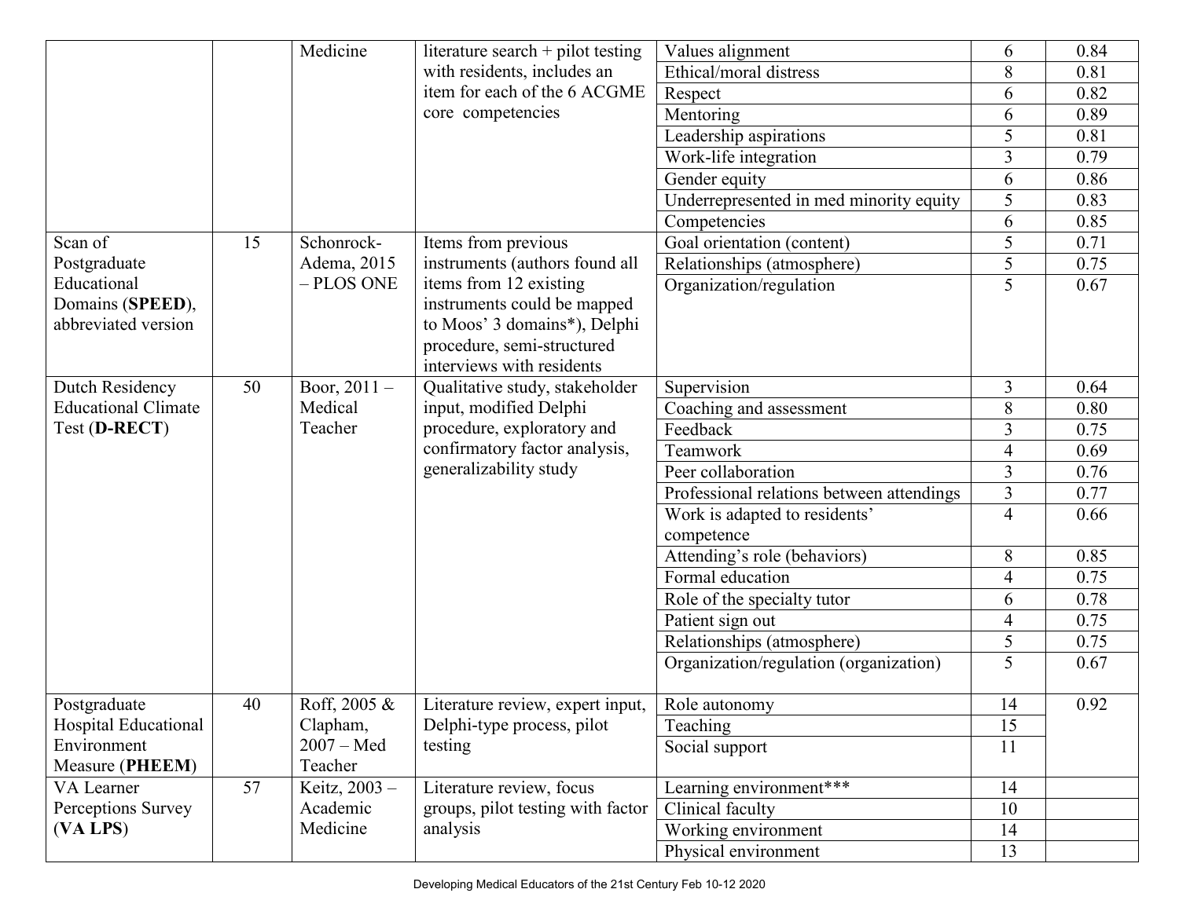| | | | | | | |
|---|---|---|---|---|---|---|
| | | Medicine | literature search + pilot testing with residents, includes an item for each of the 6 ACGME core competencies | Values alignment | 6 | 0.84 |
| | | | | Ethical/moral distress | 8 | 0.81 |
| | | | | Respect | 6 | 0.82 |
| | | | | Mentoring | 6 | 0.89 |
| | | | | Leadership aspirations | 5 | 0.81 |
| | | | | Work-life integration | 3 | 0.79 |
| | | | | Gender equity | 6 | 0.86 |
| | | | | Underrepresented in med minority equity | 5 | 0.83 |
| | | | | Competencies | 6 | 0.85 |
| Scan of Postgraduate Educational Domains (**SPEED**), abbreviated version | 15 | Schonrock-Adema, 2015 – PLOS ONE | Items from previous instruments (authors found all items from 12 existing instruments could be mapped to Moos' 3 domains*), Delphi procedure, semi-structured interviews with residents | Goal orientation (content) | 5 | 0.71 |
| | | | | Relationships (atmosphere) | 5 | 0.75 |
| | | | | Organization/regulation | 5 | 0.67 |
| Dutch Residency Educational Climate Test (**D-RECT**) | 50 | Boor, 2011 – Medical Teacher | Qualitative study, stakeholder input, modified Delphi procedure, exploratory and confirmatory factor analysis, generalizability study | Supervision | 3 | 0.64 |
| | | | | Coaching and assessment | 8 | 0.80 |
| | | | | Feedback | 3 | 0.75 |
| | | | | Teamwork | 4 | 0.69 |
| | | | | Peer collaboration | 3 | 0.76 |
| | | | | Professional relations between attendings | 3 | 0.77 |
| | | | | Work is adapted to residents' competence | 4 | 0.66 |
| | | | | Attending's role (behaviors) | 8 | 0.85 |
| | | | | Formal education | 4 | 0.75 |
| | | | | Role of the specialty tutor | 6 | 0.78 |
| | | | | Patient sign out | 4 | 0.75 |
| | | | | Relationships (atmosphere) | 5 | 0.75 |
| | | | | Organization/regulation (organization) | 5 | 0.67 |
| Postgraduate Hospital Educational Environment Measure (**PHEEM**) | 40 | Roff, 2005 & Clapham, 2007 – Med Teacher | Literature review, expert input, Delphi-type process, pilot testing | Role autonomy | 14 | 0.92 |
| | | | | Teaching | 15 | |
| | | | | Social support | 11 | |
| VA Learner Perceptions Survey (**VA LPS**) | 57 | Keitz, 2003 – Academic Medicine | Literature review, focus groups, pilot testing with factor analysis | Learning environment*** | 14 | |
| | | | | Clinical faculty | 10 | |
| | | | | Working environment | 14 | |
| | | | | Physical environment | 13 | |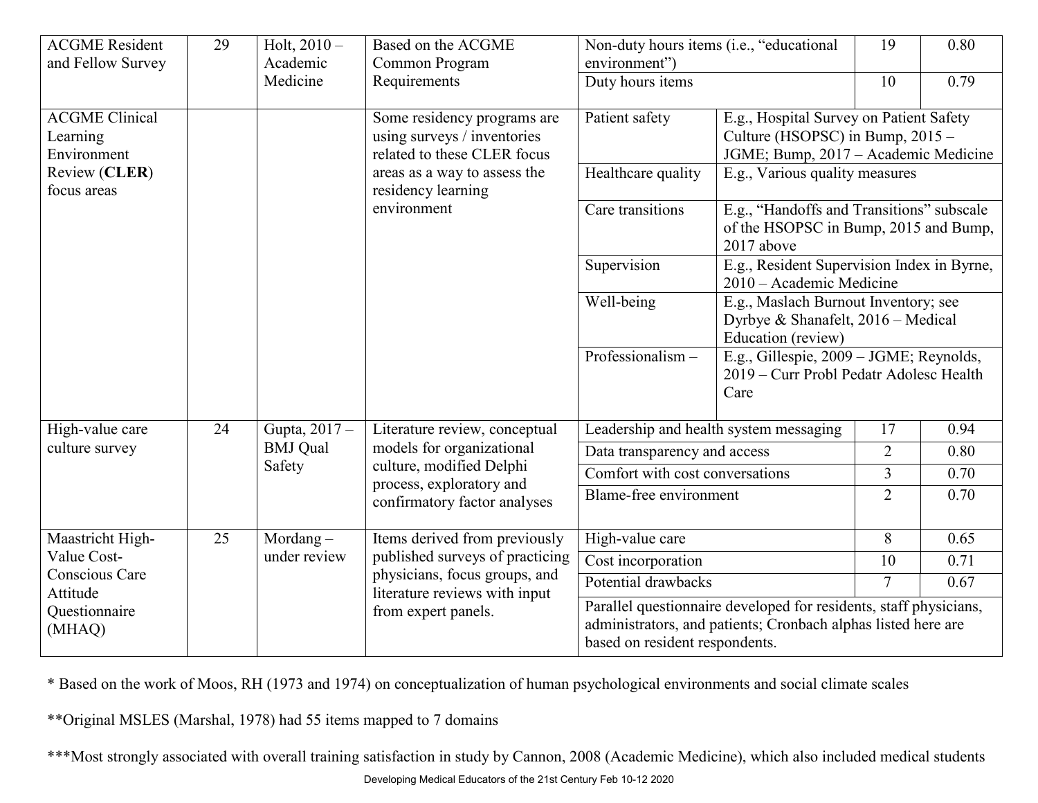| | | | | | | |
|---|---|---|---|---|---|---|
| ACGME Resident and Fellow Survey | 29 | Holt, 2010 – Academic Medicine | Based on the ACGME Common Program Requirements | Non-duty hours items (i.e., "educational environment") | 19 | 0.80 |
| | | | | Duty hours items | 10 | 0.79 |
| ACGME Clinical Learning Environment Review (**CLER**) focus areas | | | Some residency programs are using surveys / inventories related to these CLER focus areas as a way to assess the residency learning environment | Patient safety | E.g., Hospital Survey on Patient Safety Culture (HSOPSC) in Bump, 2015 – JGME; Bump, 2017 – Academic Medicine | |
| | | | | Healthcare quality | E.g., Various quality measures | |
| | | | | Care transitions | E.g., "Handoffs and Transitions" subscale of the HSOPSC in Bump, 2015 and Bump, 2017 above | |
| | | | | Supervision | E.g., Resident Supervision Index in Byrne, 2010 – Academic Medicine | |
| | | | | Well-being | E.g., Maslach Burnout Inventory; see Dyrbye & Shanafelt, 2016 – Medical Education (review) | |
| | | | | Professionalism – | E.g., Gillespie, 2009 – JGME; Reynolds, 2019 – Curr Probl Pedatr Adolesc Health Care | |
| High-value care culture survey | 24 | Gupta, 2017 – BMJ Qual Safety | Literature review, conceptual models for organizational culture, modified Delphi process, exploratory and confirmatory factor analyses | Leadership and health system messaging | 17 | 0.94 |
| | | | | Data transparency and access | 2 | 0.80 |
| | | | | Comfort with cost conversations | 3 | 0.70 |
| | | | | Blame-free environment | 2 | 0.70 |
| Maastricht High-Value Cost-Conscious Care Attitude Questionnaire (MHAQ) | 25 | Mordang – under review | Items derived from previously published surveys of practicing physicians, focus groups, and literature reviews with input from expert panels. | High-value care | 8 | 0.65 |
| | | | | Cost incorporation | 10 | 0.71 |
| | | | | Potential drawbacks | 7 | 0.67 |
| | | | | Parallel questionnaire developed for residents, staff physicians, administrators, and patients; Cronbach alphas listed here are based on resident respondents. | | |

\* Based on the work of Moos, RH (1973 and 1974) on conceptualization of human psychological environments and social climate scales

\*\*Original MSLES (Marshal, 1978) had 55 items mapped to 7 domains

\*\*\*Most strongly associated with overall training satisfaction in study by Cannon, 2008 (Academic Medicine), which also included medical students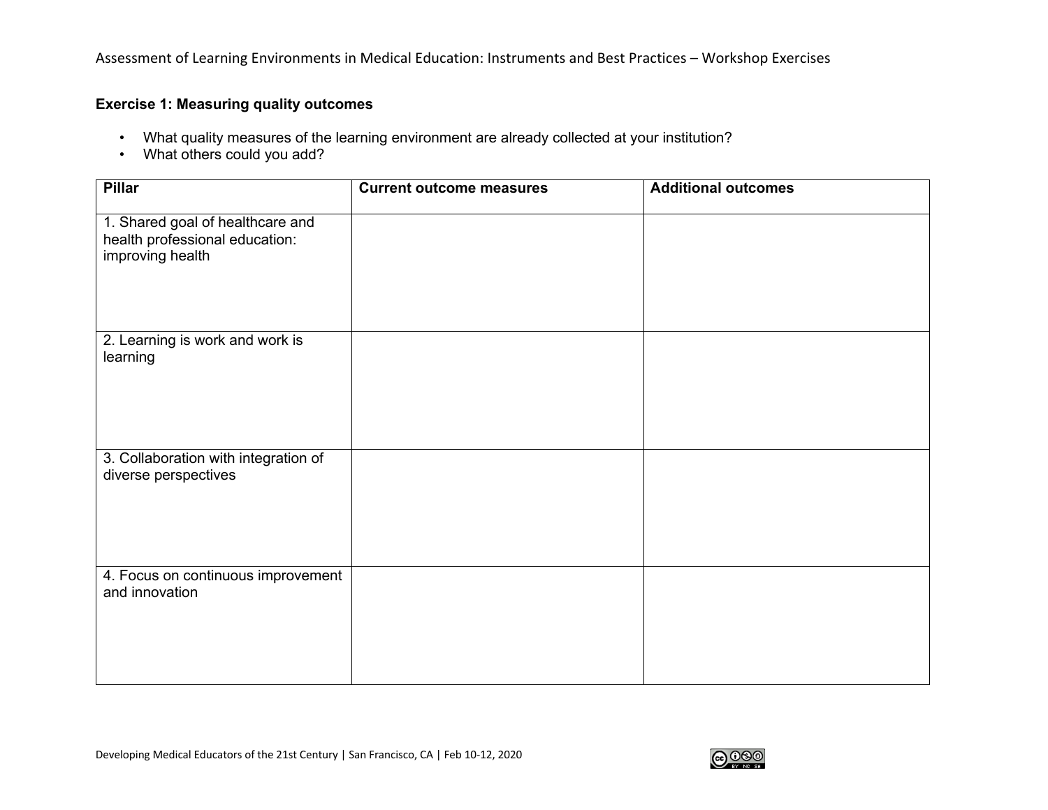### Exercise 1: Measuring quality outcomes

- What quality measures of the learning environment are already collected at your institution?
- What others could you add?

| Pillar | Current outcome measures | Additional outcomes |
|---|---|---|
| 1. Shared goal of healthcare and health professional education: improving health | | |
| 2. Learning is work and work is learning | | |
| 3. Collaboration with integration of diverse perspectives | | |
| 4. Focus on continuous improvement and innovation | | |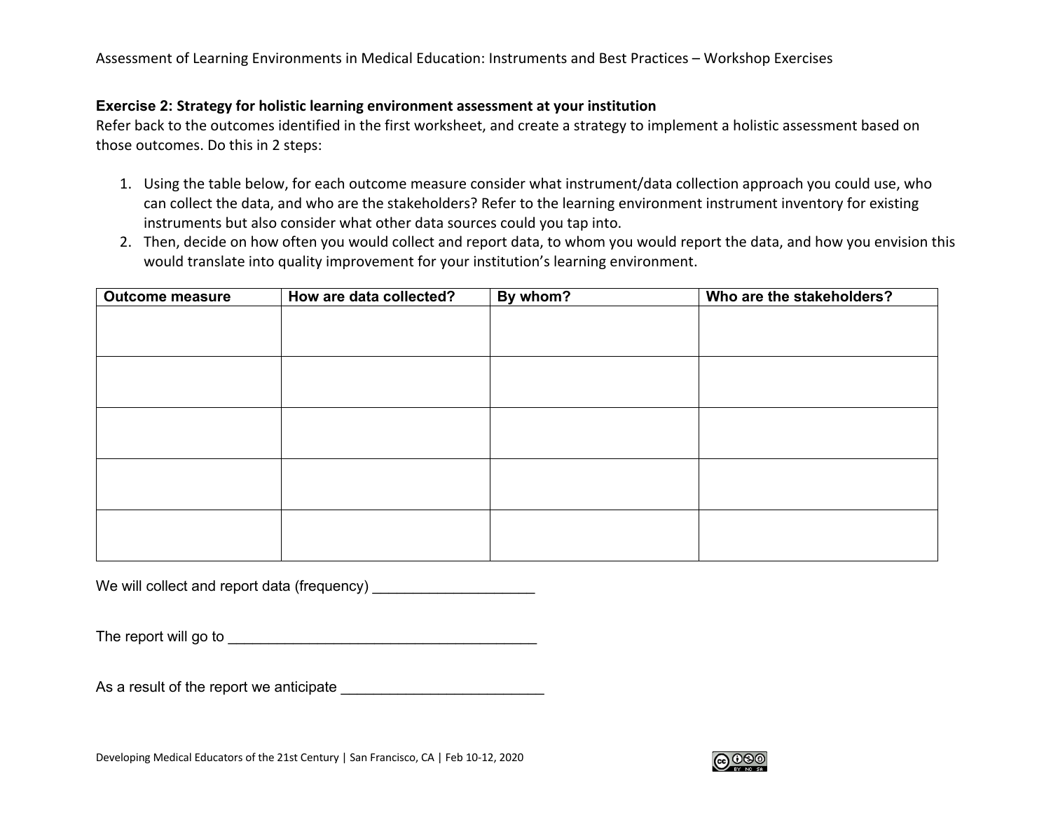**Exercise 2: Strategy for holistic learning environment assessment at your institution**

Refer back to the outcomes identified in the first worksheet, and create a strategy to implement a holistic assessment based on those outcomes. Do this in 2 steps:

1. Using the table below, for each outcome measure consider what instrument/data collection approach you could use, who can collect the data, and who are the stakeholders? Refer to the learning environment instrument inventory for existing instruments but also consider what other data sources could you tap into.
2. Then, decide on how often you would collect and report data, to whom you would report the data, and how you envision this would translate into quality improvement for your institution's learning environment.

| Outcome measure | How are data collected? | By whom? | Who are the stakeholders? |
|---|---|---|---|
| | | | |
| | | | |
| | | | |
| | | | |
| | | | |

We will collect and report data (frequency) ____________________

The report will go to ______________________________________

As a result of the report we anticipate _________________________